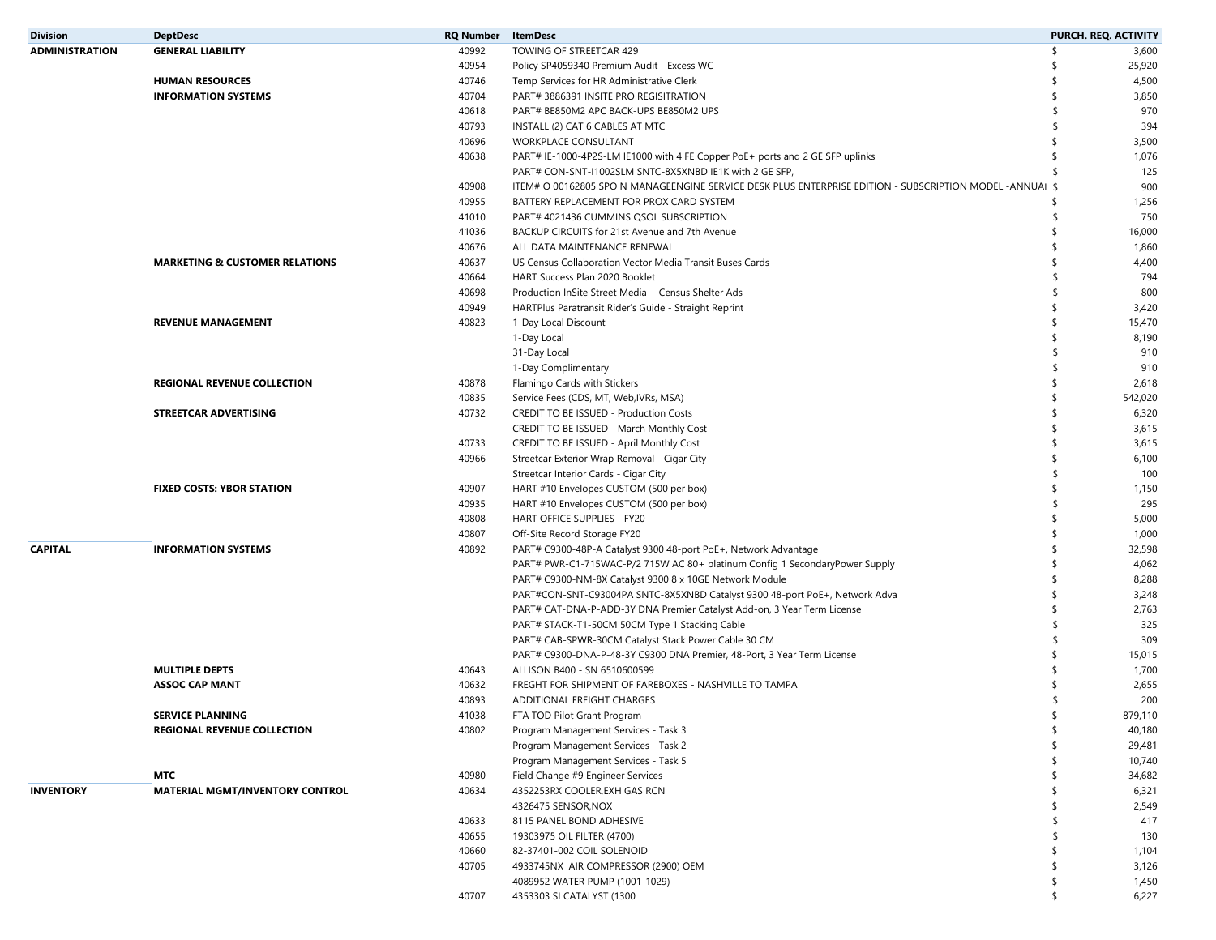| Division | DeptDesc | RQ Number | ItemDesc | PURCH. REQ. ACTIVITY |
|---|---|---|---|---|
| ADMINISTRATION | GENERAL LIABILITY | 40992 | TOWING OF STREETCAR 429 | $ 3,600 |
| | | 40954 | Policy SP4059340 Premium Audit - Excess WC | $ 25,920 |
| | HUMAN RESOURCES | 40746 | Temp Services for HR Administrative Clerk | $ 4,500 |
| | INFORMATION SYSTEMS | 40704 | PART# 3886391 INSITE PRO REGISITRATION | $ 3,850 |
| | | 40618 | PART# BE850M2 APC BACK-UPS BE850M2 UPS | $ 970 |
| | | 40793 | INSTALL (2) CAT 6 CABLES AT MTC | $ 394 |
| | | 40696 | WORKPLACE CONSULTANT | $ 3,500 |
| | | 40638 | PART# IE-1000-4P2S-LM IE1000 with 4 FE Copper PoE+ ports and 2 GE SFP uplinks | $ 1,076 |
| | | | PART# CON-SNT-I1002SLM SNTC-8X5XNBD IE1K with 2 GE SFP, | $ 125 |
| | | 40908 | ITEM# O 00162805 SPO N MANAGEENGINE SERVICE DESK PLUS ENTERPRISE EDITION - SUBSCRIPTION MODEL -ANNUAL | $ 900 |
| | | 40955 | BATTERY REPLACEMENT FOR PROX CARD SYSTEM | $ 1,256 |
| | | 41010 | PART# 4021436 CUMMINS QSOL SUBSCRIPTION | $ 750 |
| | | 41036 | BACKUP CIRCUITS for 21st Avenue and 7th Avenue | $ 16,000 |
| | | 40676 | ALL DATA MAINTENANCE RENEWAL | $ 1,860 |
| | MARKETING & CUSTOMER RELATIONS | 40637 | US Census Collaboration Vector Media Transit Buses Cards | $ 4,400 |
| | | 40664 | HART Success Plan 2020 Booklet | $ 794 |
| | | 40698 | Production InSite Street Media - Census Shelter Ads | $ 800 |
| | | 40949 | HARTPlus Paratransit Rider's Guide - Straight Reprint | $ 3,420 |
| | REVENUE MANAGEMENT | 40823 | 1-Day Local Discount | $ 15,470 |
| | | | 1-Day Local | $ 8,190 |
| | | | 31-Day Local | $ 910 |
| | | | 1-Day Complimentary | $ 910 |
| | REGIONAL REVENUE COLLECTION | 40878 | Flamingo Cards with Stickers | $ 2,618 |
| | | 40835 | Service Fees (CDS, MT, Web,IVRs, MSA) | $ 542,020 |
| | STREETCAR ADVERTISING | 40732 | CREDIT TO BE ISSUED - Production Costs | $ 6,320 |
| | | | CREDIT TO BE ISSUED - March Monthly Cost | $ 3,615 |
| | | 40733 | CREDIT TO BE ISSUED - April Monthly Cost | $ 3,615 |
| | | 40966 | Streetcar Exterior Wrap Removal - Cigar City | $ 6,100 |
| | | | Streetcar Interior Cards - Cigar City | $ 100 |
| | FIXED COSTS: YBOR STATION | 40907 | HART #10 Envelopes CUSTOM (500 per box) | $ 1,150 |
| | | 40935 | HART #10 Envelopes CUSTOM (500 per box) | $ 295 |
| | | 40808 | HART OFFICE SUPPLIES - FY20 | $ 5,000 |
| | | 40807 | Off-Site Record Storage FY20 | $ 1,000 |
| CAPITAL | INFORMATION SYSTEMS | 40892 | PART# C9300-48P-A Catalyst 9300 48-port PoE+, Network Advantage | $ 32,598 |
| | | | PART# PWR-C1-715WAC-P/2 715W AC 80+ platinum Config 1 SecondaryPower Supply | $ 4,062 |
| | | | PART# C9300-NM-8X Catalyst 9300 8 x 10GE Network Module | $ 8,288 |
| | | | PART#CON-SNT-C93004PA SNTC-8X5XNBD Catalyst 9300 48-port PoE+, Network Adva | $ 3,248 |
| | | | PART# CAT-DNA-P-ADD-3Y DNA Premier Catalyst Add-on, 3 Year Term License | $ 2,763 |
| | | | PART# STACK-T1-50CM 50CM Type 1 Stacking Cable | $ 325 |
| | | | PART# CAB-SPWR-30CM Catalyst Stack Power Cable 30 CM | $ 309 |
| | | | PART# C9300-DNA-P-48-3Y C9300 DNA Premier, 48-Port, 3 Year Term License | $ 15,015 |
| | MULTIPLE DEPTS | 40643 | ALLISON B400 - SN 6510600599 | $ 1,700 |
| | ASSOC CAP MANT | 40632 | FREGHT FOR SHIPMENT OF FAREBOXES - NASHVILLE TO TAMPA | $ 2,655 |
| | | 40893 | ADDITIONAL FREIGHT CHARGES | $ 200 |
| | SERVICE PLANNING | 41038 | FTA TOD Pilot Grant Program | $ 879,110 |
| | REGIONAL REVENUE COLLECTION | 40802 | Program Management Services - Task 3 | $ 40,180 |
| | | | Program Management Services - Task 2 | $ 29,481 |
| | | | Program Management Services - Task 5 | $ 10,740 |
| | MTC | 40980 | Field Change #9 Engineer Services | $ 34,682 |
| INVENTORY | MATERIAL MGMT/INVENTORY CONTROL | 40634 | 4352253RX COOLER,EXH GAS RCN | $ 6,321 |
| | | | 4326475 SENSOR,NOX | $ 2,549 |
| | | 40633 | 8115 PANEL BOND ADHESIVE | $ 417 |
| | | 40655 | 19303975 OIL FILTER (4700) | $ 130 |
| | | 40660 | 82-37401-002 COIL SOLENOID | $ 1,104 |
| | | 40705 | 4933745NX AIR COMPRESSOR (2900) OEM | $ 3,126 |
| | | | 4089952 WATER PUMP (1001-1029) | $ 1,450 |
| | | 40707 | 4353303 SI CATALYST (1300 | $ 6,227 |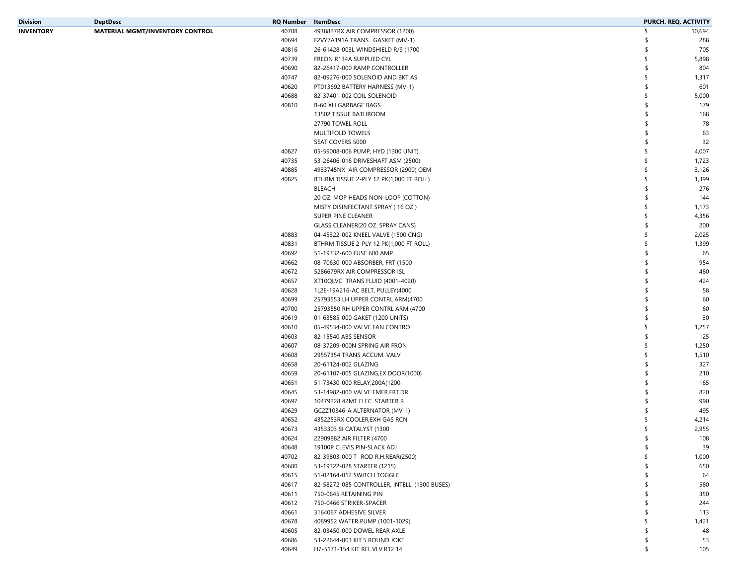| Division | DeptDesc | RQ Number | ItemDesc | PURCH. REQ. ACTIVITY |
|---|---|---|---|---|
| **INVENTORY** | **MATERIAL MGMT/INVENTORY CONTROL** | 40708 | 4938827RX AIR COMPRESSOR (1200) | $ 10,694 |
| | | 40694 | F2VY7A191A TRANS . GASKET (MV-1) | $ 288 |
| | | 40816 | 26-61428-003L WINDSHIELD R/S (1700 | $ 705 |
| | | 40739 | FREON R134A SUPPLIED CYL | $ 5,898 |
| | | 40690 | 82-26417-000 RAMP CONTROLLER | $ 804 |
| | | 40747 | 82-09276-000 SOLENOID AND BKT AS | $ 1,317 |
| | | 40620 | PT013692 BATTERY HARNESS (MV-1) | $ 601 |
| | | 40688 | 82-37401-002 COIL SOLENOID | $ 5,000 |
| | | 40810 | B-60 XH GARBAGE BAGS | $ 179 |
| | | | 13502 TISSUE BATHROOM | $ 168 |
| | | | 27790 TOWEL ROLL | $ 78 |
| | | | MULTIFOLD TOWELS | $ 63 |
| | | | SEAT COVERS 5000 | $ 32 |
| | | 40827 | 05-59008-006 PUMP, HYD (1300 UNIT) | $ 4,007 |
| | | 40735 | 53-26406-016 DRIVESHAFT ASM (2500) | $ 1,723 |
| | | 40885 | 4933745NX AIR COMPRESSOR (2900) OEM | $ 3,126 |
| | | 40825 | BTHRM TISSUE 2-PLY 12 PK(1,000 FT ROLL) | $ 1,399 |
| | | | BLEACH | $ 276 |
| | | | 20 OZ. MOP HEADS NON-LOOP (COTTON) | $ 144 |
| | | | MISTY DISINFECTANT SPRAY ( 16 OZ ) | $ 1,173 |
| | | | SUPER PINE CLEANER | $ 4,356 |
| | | | GLASS CLEANER(20 OZ. SPRAY CANS) | $ 200 |
| | | 40883 | 04-45322-002 KNEEL VALVE (1500 CNG) | $ 2,025 |
| | | 40831 | BTHRM TISSUE 2-PLY 12 PK(1,000 FT ROLL) | $ 1,399 |
| | | 40692 | 51-19332-600 FUSE 600 AMP. | $ 65 |
| | | 40662 | 08-70630-000 ABSORBER, FRT (1500 | $ 954 |
| | | 40672 | 5286679RX AIR COMPRESSOR ISL | $ 480 |
| | | 40657 | XT10QLVC TRANS FLUID (4001-4020) | $ 424 |
| | | 40628 | 1L2E-19A216-AC BELT, PULLEY(4000 | $ 58 |
| | | 40699 | 25793553 LH UPPER CONTRL ARM(4700 | $ 60 |
| | | 40700 | 25793550 RH UPPER CONTRL ARM (4700 | $ 60 |
| | | 40619 | 01-63585-000 GAKET (1200 UNITS) | $ 30 |
| | | 40610 | 05-49534-000 VALVE FAN CONTRO | $ 1,257 |
| | | 40603 | 82-15540 ABS SENSOR | $ 125 |
| | | 40607 | 08-37209-000N SPRING AIR FRON | $ 1,250 |
| | | 40608 | 29557354 TRANS ACCUM. VALV | $ 1,510 |
| | | 40658 | 20-61124-002 GLAZING | $ 327 |
| | | 40659 | 20-61107-005 GLAZING,EX DOOR(1000) | $ 210 |
| | | 40651 | 51-73430-000 RELAY,200A(1200- | $ 165 |
| | | 40645 | 53-14982-000 VALVE EMER.FRT.DR | $ 820 |
| | | 40697 | 10479228 42MT ELEC. STARTER R | $ 990 |
| | | 40629 | GC2Z10346-A ALTERNATOR (MV-1) | $ 495 |
| | | 40652 | 4352253RX COOLER,EXH GAS RCN | $ 4,214 |
| | | 40673 | 4353303 SI CATALYST (1300 | $ 2,955 |
| | | 40624 | 22909882 AIR FILTER (4700 | $ 108 |
| | | 40648 | 19100P CLEVIS PIN-SLACK ADJ | $ 39 |
| | | 40702 | 82-39803-000 T- ROD R.H.REAR(2500) | $ 1,000 |
| | | 40680 | 53-19322-028 STARTER (1215) | $ 650 |
| | | 40615 | 51-02164-012 SWITCH TOGGLE | $ 64 |
| | | 40617 | 82-58272-085 CONTROLLER, INTELL. (1300 BUSES) | $ 580 |
| | | 40611 | 750-0645 RETAINING PIN | $ 350 |
| | | 40612 | 750-0466 STRIKER-SPACER | $ 244 |
| | | 40661 | 3164067 ADHESIVE SILVER | $ 113 |
| | | 40678 | 4089952 WATER PUMP (1001-1029) | $ 1,421 |
| | | 40605 | 82-03450-000 DOWEL REAR AXLE | $ 48 |
| | | 40686 | 53-22644-003 KIT.5 ROUND JOKE | $ 53 |
| | | 40649 | H7-5171-154 KIT REL.VLV.R12 14 | $ 105 |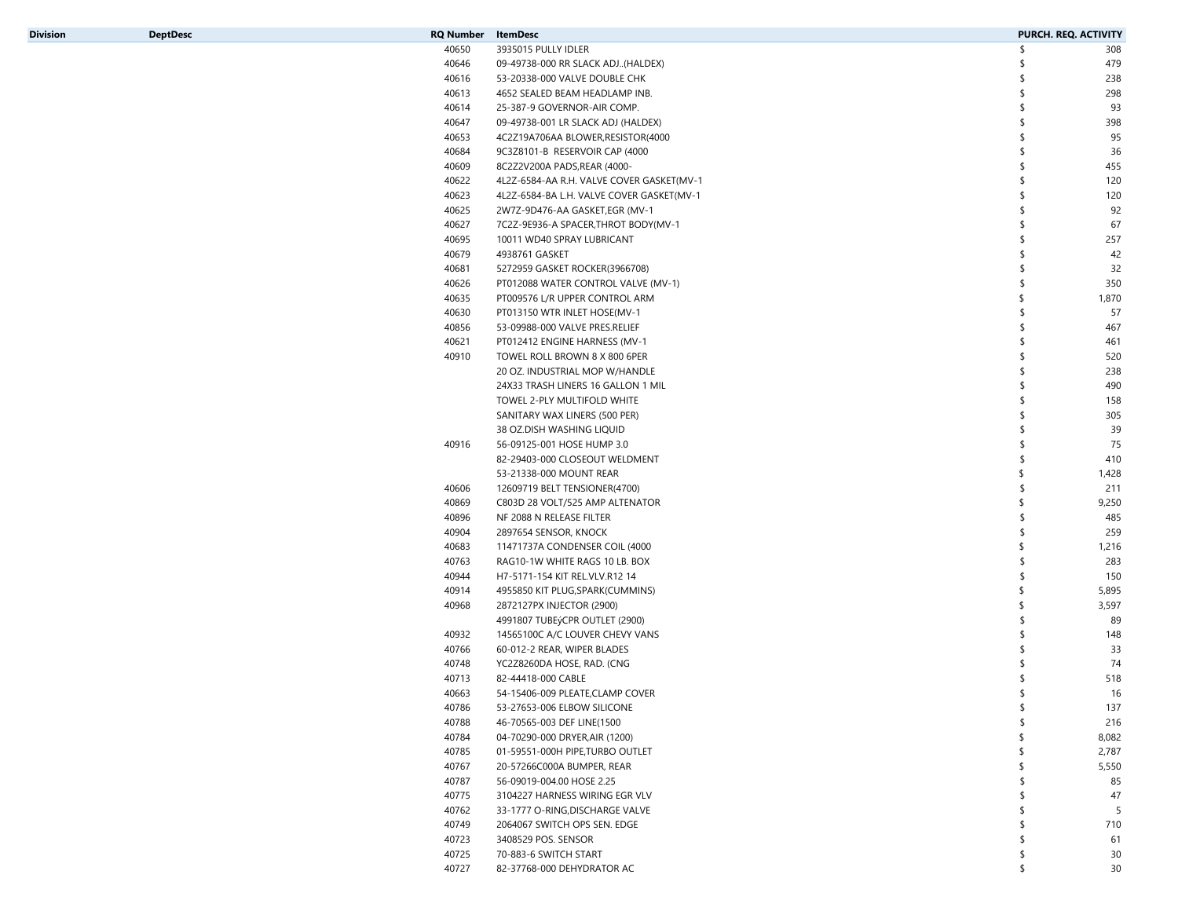| Division | DeptDesc | RQ Number | ItemDesc | PURCH. REQ. ACTIVITY |
|---|---|---|---|---|
| | | 40650 | 3935015 PULLY IDLER | $ 308 |
| | | 40646 | 09-49738-000 RR SLACK ADJ..(HALDEX) | $ 479 |
| | | 40616 | 53-20338-000 VALVE DOUBLE CHK | $ 238 |
| | | 40613 | 4652 SEALED BEAM HEADLAMP INB. | $ 298 |
| | | 40614 | 25-387-9 GOVERNOR-AIR COMP. | $ 93 |
| | | 40647 | 09-49738-001 LR SLACK ADJ (HALDEX) | $ 398 |
| | | 40653 | 4C2Z19A706AA BLOWER,RESISTOR(4000 | $ 95 |
| | | 40684 | 9C3Z8101-B RESERVOIR CAP (4000 | $ 36 |
| | | 40609 | 8C2Z2V200A PADS,REAR (4000- | $ 455 |
| | | 40622 | 4L2Z-6584-AA R.H. VALVE COVER GASKET(MV-1 | $ 120 |
| | | 40623 | 4L2Z-6584-BA L.H. VALVE COVER GASKET(MV-1 | $ 120 |
| | | 40625 | 2W7Z-9D476-AA GASKET,EGR (MV-1 | $ 92 |
| | | 40627 | 7C2Z-9E936-A SPACER,THROT BODY(MV-1 | $ 67 |
| | | 40695 | 10011 WD40 SPRAY LUBRICANT | $ 257 |
| | | 40679 | 4938761 GASKET | $ 42 |
| | | 40681 | 5272959 GASKET ROCKER(3966708) | $ 32 |
| | | 40626 | PT012088 WATER CONTROL VALVE (MV-1) | $ 350 |
| | | 40635 | PT009576 L/R UPPER CONTROL ARM | $ 1,870 |
| | | 40630 | PT013150 WTR INLET HOSE(MV-1 | $ 57 |
| | | 40856 | 53-09988-000 VALVE PRES.RELIEF | $ 467 |
| | | 40621 | PT012412 ENGINE HARNESS (MV-1 | $ 461 |
| | | 40910 | TOWEL ROLL BROWN 8 X 800 6PER | $ 520 |
| | | | 20 OZ. INDUSTRIAL MOP W/HANDLE | $ 238 |
| | | | 24X33 TRASH LINERS 16 GALLON 1 MIL | $ 490 |
| | | | TOWEL 2-PLY MULTIFOLD WHITE | $ 158 |
| | | | SANITARY WAX LINERS (500 PER) | $ 305 |
| | | | 38 OZ.DISH WASHING LIQUID | $ 39 |
| | | 40916 | 56-09125-001 HOSE HUMP 3.0 | $ 75 |
| | | | 82-29403-000 CLOSEOUT WELDMENT | $ 410 |
| | | | 53-21338-000 MOUNT REAR | $ 1,428 |
| | | 40606 | 12609719 BELT TENSIONER(4700) | $ 211 |
| | | 40869 | C803D 28 VOLT/525 AMP ALTENATOR | $ 9,250 |
| | | 40896 | NF 2088 N RELEASE FILTER | $ 485 |
| | | 40904 | 2897654 SENSOR, KNOCK | $ 259 |
| | | 40683 | 11471737A CONDENSER COIL (4000 | $ 1,216 |
| | | 40763 | RAG10-1W WHITE RAGS 10 LB. BOX | $ 283 |
| | | 40944 | H7-5171-154 KIT REL.VLV.R12 14 | $ 150 |
| | | 40914 | 4955850 KIT PLUG,SPARK(CUMMINS) | $ 5,895 |
| | | 40968 | 2872127PX INJECTOR (2900) | $ 3,597 |
| | | | 4991807 TUBEýCPR OUTLET (2900) | $ 89 |
| | | 40932 | 14565100C A/C LOUVER CHEVY VANS | $ 148 |
| | | 40766 | 60-012-2 REAR, WIPER BLADES | $ 33 |
| | | 40748 | YC2Z8260DA HOSE, RAD. (CNG | $ 74 |
| | | 40713 | 82-44418-000 CABLE | $ 518 |
| | | 40663 | 54-15406-009 PLEATE,CLAMP COVER | $ 16 |
| | | 40786 | 53-27653-006 ELBOW SILICONE | $ 137 |
| | | 40788 | 46-70565-003 DEF LINE(1500 | $ 216 |
| | | 40784 | 04-70290-000 DRYER,AIR (1200) | $ 8,082 |
| | | 40785 | 01-59551-000H PIPE,TURBO OUTLET | $ 2,787 |
| | | 40767 | 20-57266C000A BUMPER, REAR | $ 5,550 |
| | | 40787 | 56-09019-004.00 HOSE 2.25 | $ 85 |
| | | 40775 | 3104227 HARNESS WIRING EGR VLV | $ 47 |
| | | 40762 | 33-1777 O-RING,DISCHARGE VALVE | $ 5 |
| | | 40749 | 2064067 SWITCH OPS SEN. EDGE | $ 710 |
| | | 40723 | 3408529 POS. SENSOR | $ 61 |
| | | 40725 | 70-883-6 SWITCH START | $ 30 |
| | | 40727 | 82-37768-000 DEHYDRATOR AC | $ 30 |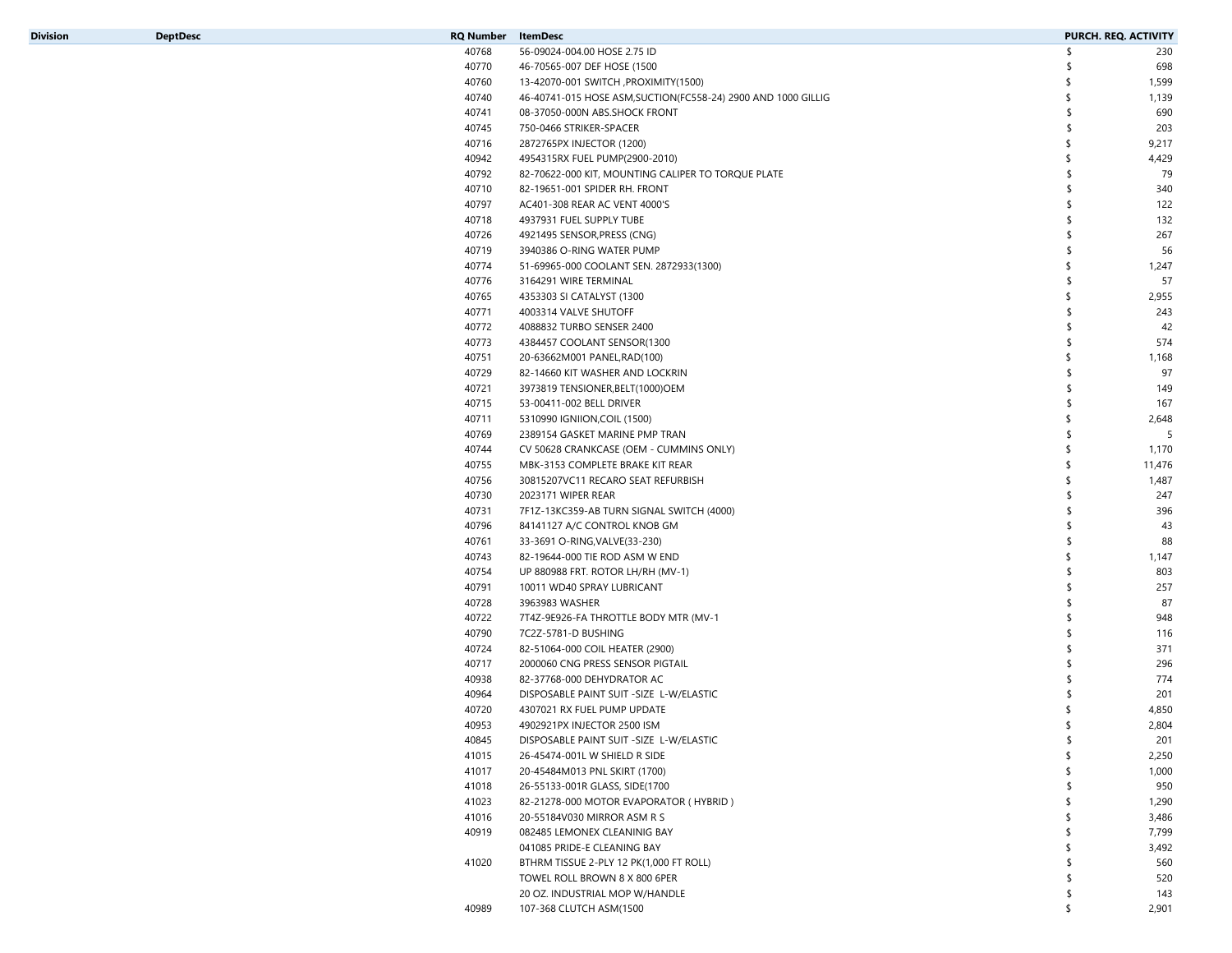| Division | DeptDesc | RQ Number | ItemDesc | PURCH. REQ. ACTIVITY |
|---|---|---|---|---|
| | | 40768 | 56-09024-004.00 HOSE 2.75 ID | $ 230 |
| | | 40770 | 46-70565-007 DEF HOSE (1500 | $ 698 |
| | | 40760 | 13-42070-001 SWITCH ,PROXIMITY(1500) | $ 1,599 |
| | | 40740 | 46-40741-015 HOSE ASM,SUCTION(FC558-24) 2900 AND 1000 GILLIG | $ 1,139 |
| | | 40741 | 08-37050-000N ABS.SHOCK FRONT | $ 690 |
| | | 40745 | 750-0466 STRIKER-SPACER | $ 203 |
| | | 40716 | 2872765PX INJECTOR (1200) | $ 9,217 |
| | | 40942 | 4954315RX FUEL PUMP(2900-2010) | $ 4,429 |
| | | 40792 | 82-70622-000 KIT, MOUNTING CALIPER TO TORQUE PLATE | $ 79 |
| | | 40710 | 82-19651-001 SPIDER RH. FRONT | $ 340 |
| | | 40797 | AC401-308 REAR AC VENT 4000'S | $ 122 |
| | | 40718 | 4937931 FUEL SUPPLY TUBE | $ 132 |
| | | 40726 | 4921495 SENSOR,PRESS (CNG) | $ 267 |
| | | 40719 | 3940386 O-RING WATER PUMP | $ 56 |
| | | 40774 | 51-69965-000 COOLANT SEN. 2872933(1300) | $ 1,247 |
| | | 40776 | 3164291 WIRE TERMINAL | $ 57 |
| | | 40765 | 4353303 SI CATALYST (1300 | $ 2,955 |
| | | 40771 | 4003314 VALVE SHUTOFF | $ 243 |
| | | 40772 | 4088832 TURBO SENSER 2400 | $ 42 |
| | | 40773 | 4384457 COOLANT SENSOR(1300 | $ 574 |
| | | 40751 | 20-63662M001 PANEL,RAD(100) | $ 1,168 |
| | | 40729 | 82-14660 KIT WASHER AND LOCKRIN | $ 97 |
| | | 40721 | 3973819 TENSIONER,BELT(1000)OEM | $ 149 |
| | | 40715 | 53-00411-002 BELL DRIVER | $ 167 |
| | | 40711 | 5310990 IGNIION,COIL (1500) | $ 2,648 |
| | | 40769 | 2389154 GASKET MARINE PMP TRAN | $ 5 |
| | | 40744 | CV 50628 CRANKCASE (OEM - CUMMINS ONLY) | $ 1,170 |
| | | 40755 | MBK-3153 COMPLETE BRAKE KIT REAR | $ 11,476 |
| | | 40756 | 30815207VC11 RECARO SEAT REFURBISH | $ 1,487 |
| | | 40730 | 2023171 WIPER REAR | $ 247 |
| | | 40731 | 7F1Z-13KC359-AB TURN SIGNAL SWITCH (4000) | $ 396 |
| | | 40796 | 84141127 A/C CONTROL KNOB GM | $ 43 |
| | | 40761 | 33-3691 O-RING,VALVE(33-230) | $ 88 |
| | | 40743 | 82-19644-000 TIE ROD ASM W END | $ 1,147 |
| | | 40754 | UP 880988 FRT. ROTOR LH/RH (MV-1) | $ 803 |
| | | 40791 | 10011 WD40 SPRAY LUBRICANT | $ 257 |
| | | 40728 | 3963983 WASHER | $ 87 |
| | | 40722 | 7T4Z-9E926-FA THROTTLE BODY MTR (MV-1 | $ 948 |
| | | 40790 | 7C2Z-5781-D BUSHING | $ 116 |
| | | 40724 | 82-51064-000 COIL HEATER (2900) | $ 371 |
| | | 40717 | 2000060 CNG PRESS SENSOR PIGTAIL | $ 296 |
| | | 40938 | 82-37768-000 DEHYDRATOR AC | $ 774 |
| | | 40964 | DISPOSABLE PAINT SUIT -SIZE L-W/ELASTIC | $ 201 |
| | | 40720 | 4307021 RX FUEL PUMP UPDATE | $ 4,850 |
| | | 40953 | 4902921PX INJECTOR 2500 ISM | $ 2,804 |
| | | 40845 | DISPOSABLE PAINT SUIT -SIZE L-W/ELASTIC | $ 201 |
| | | 41015 | 26-45474-001L W SHIELD R SIDE | $ 2,250 |
| | | 41017 | 20-45484M013 PNL SKIRT (1700) | $ 1,000 |
| | | 41018 | 26-55133-001R GLASS, SIDE(1700 | $ 950 |
| | | 41023 | 82-21278-000 MOTOR EVAPORATOR ( HYBRID ) | $ 1,290 |
| | | 41016 | 20-55184V030 MIRROR ASM R S | $ 3,486 |
| | | 40919 | 082485 LEMONEX CLEANINIG BAY | $ 7,799 |
| | | | 041085 PRIDE-E CLEANING BAY | $ 3,492 |
| | | 41020 | BTHRM TISSUE 2-PLY 12 PK(1,000 FT ROLL) | $ 560 |
| | | | TOWEL ROLL BROWN 8 X 800 6PER | $ 520 |
| | | | 20 OZ. INDUSTRIAL MOP W/HANDLE | $ 143 |
| | | 40989 | 107-368 CLUTCH ASM(1500 | $ 2,901 |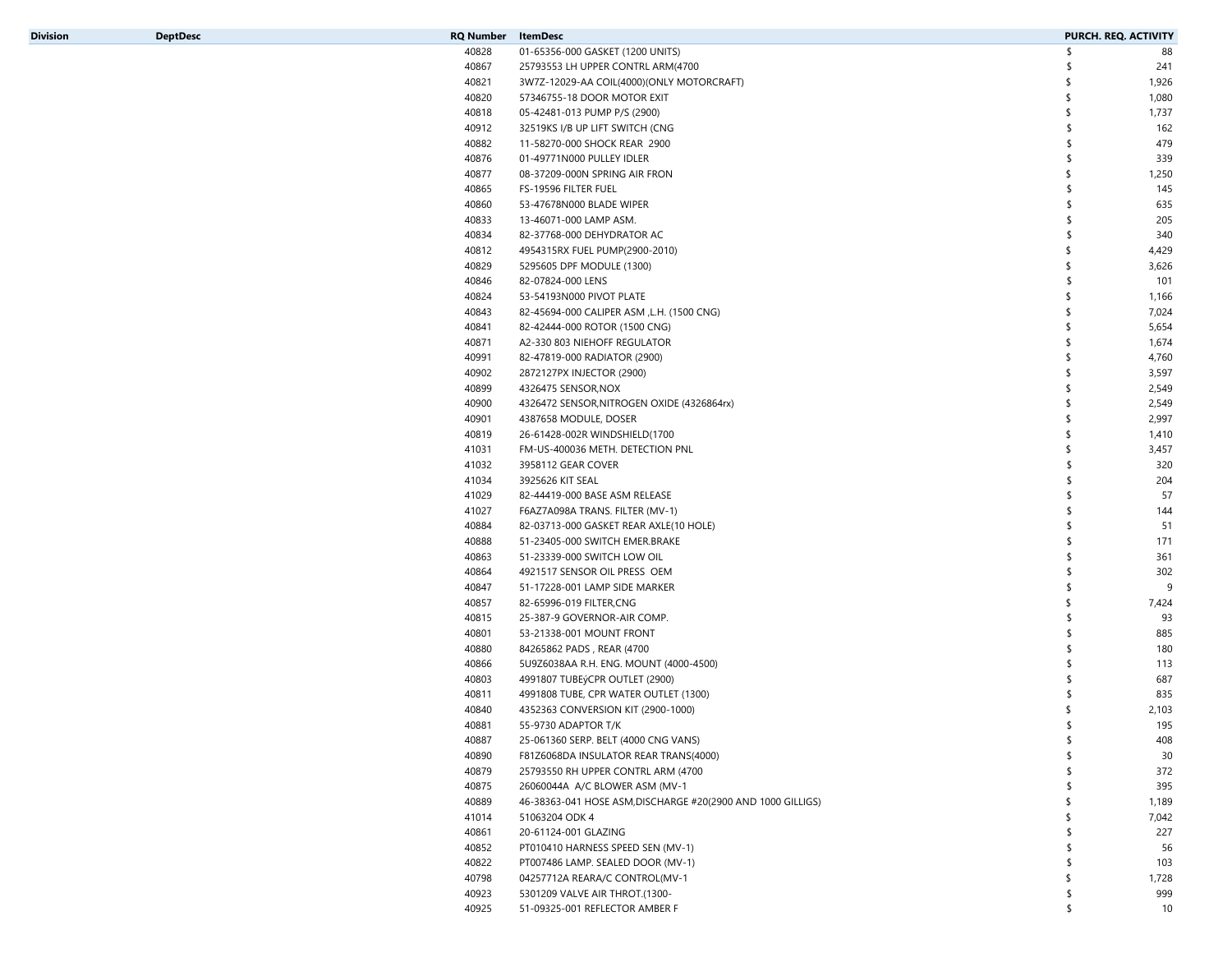| Division | DeptDesc | RQ Number | ItemDesc | PURCH. REQ. ACTIVITY |
|---|---|---|---|---|
| | | 40828 | 01-65356-000 GASKET (1200 UNITS) | $ 88 |
| | | 40867 | 25793553 LH UPPER CONTRL ARM(4700 | $ 241 |
| | | 40821 | 3W7Z-12029-AA COIL(4000)(ONLY MOTORCRAFT) | $ 1,926 |
| | | 40820 | 57346755-18 DOOR MOTOR EXIT | $ 1,080 |
| | | 40818 | 05-42481-013 PUMP P/S (2900) | $ 1,737 |
| | | 40912 | 32519KS I/B UP LIFT SWITCH (CNG | $ 162 |
| | | 40882 | 11-58270-000 SHOCK REAR 2900 | $ 479 |
| | | 40876 | 01-49771N000 PULLEY IDLER | $ 339 |
| | | 40877 | 08-37209-000N SPRING AIR FRON | $ 1,250 |
| | | 40865 | FS-19596 FILTER FUEL | $ 145 |
| | | 40860 | 53-47678N000 BLADE WIPER | $ 635 |
| | | 40833 | 13-46071-000 LAMP ASM. | $ 205 |
| | | 40834 | 82-37768-000 DEHYDRATOR AC | $ 340 |
| | | 40812 | 4954315RX FUEL PUMP(2900-2010) | $ 4,429 |
| | | 40829 | 5295605 DPF MODULE (1300) | $ 3,626 |
| | | 40846 | 82-07824-000 LENS | $ 101 |
| | | 40824 | 53-54193N000 PIVOT PLATE | $ 1,166 |
| | | 40843 | 82-45694-000 CALIPER ASM ,L.H. (1500 CNG) | $ 7,024 |
| | | 40841 | 82-42444-000 ROTOR (1500 CNG) | $ 5,654 |
| | | 40871 | A2-330 803 NIEHOFF REGULATOR | $ 1,674 |
| | | 40991 | 82-47819-000 RADIATOR (2900) | $ 4,760 |
| | | 40902 | 2872127PX INJECTOR (2900) | $ 3,597 |
| | | 40899 | 4326475 SENSOR,NOX | $ 2,549 |
| | | 40900 | 4326472 SENSOR,NITROGEN OXIDE (4326864rx) | $ 2,549 |
| | | 40901 | 4387658 MODULE, DOSER | $ 2,997 |
| | | 40819 | 26-61428-002R WINDSHIELD(1700 | $ 1,410 |
| | | 41031 | FM-US-400036 METH. DETECTION PNL | $ 3,457 |
| | | 41032 | 3958112 GEAR COVER | $ 320 |
| | | 41034 | 3925626 KIT SEAL | $ 204 |
| | | 41029 | 82-44419-000 BASE ASM RELEASE | $ 57 |
| | | 41027 | F6AZ7A098A TRANS. FILTER (MV-1) | $ 144 |
| | | 40884 | 82-03713-000 GASKET REAR AXLE(10 HOLE) | $ 51 |
| | | 40888 | 51-23405-000 SWITCH EMER.BRAKE | $ 171 |
| | | 40863 | 51-23339-000 SWITCH LOW OIL | $ 361 |
| | | 40864 | 4921517 SENSOR OIL PRESS OEM | $ 302 |
| | | 40847 | 51-17228-001 LAMP SIDE MARKER | $ 9 |
| | | 40857 | 82-65996-019 FILTER,CNG | $ 7,424 |
| | | 40815 | 25-387-9 GOVERNOR-AIR COMP. | $ 93 |
| | | 40801 | 53-21338-001 MOUNT FRONT | $ 885 |
| | | 40880 | 84265862 PADS , REAR (4700 | $ 180 |
| | | 40866 | 5U9Z6038AA R.H. ENG. MOUNT (4000-4500) | $ 113 |
| | | 40803 | 4991807 TUBEýCPR OUTLET (2900) | $ 687 |
| | | 40811 | 4991808 TUBE, CPR WATER OUTLET (1300) | $ 835 |
| | | 40840 | 4352363 CONVERSION KIT (2900-1000) | $ 2,103 |
| | | 40881 | 55-9730 ADAPTOR T/K | $ 195 |
| | | 40887 | 25-061360 SERP. BELT (4000 CNG VANS) | $ 408 |
| | | 40890 | F81Z6068DA INSULATOR REAR TRANS(4000) | $ 30 |
| | | 40879 | 25793550 RH UPPER CONTRL ARM (4700 | $ 372 |
| | | 40875 | 26060044A A/C BLOWER ASM (MV-1 | $ 395 |
| | | 40889 | 46-38363-041 HOSE ASM,DISCHARGE #20(2900 AND 1000 GILLIGS) | $ 1,189 |
| | | 41014 | 51063204 ODK 4 | $ 7,042 |
| | | 40861 | 20-61124-001 GLAZING | $ 227 |
| | | 40852 | PT010410 HARNESS SPEED SEN (MV-1) | $ 56 |
| | | 40822 | PT007486 LAMP. SEALED DOOR (MV-1) | $ 103 |
| | | 40798 | 04257712A REARA/C CONTROL(MV-1 | $ 1,728 |
| | | 40923 | 5301209 VALVE AIR THROT.(1300- | $ 999 |
| | | 40925 | 51-09325-001 REFLECTOR AMBER F | $ 10 |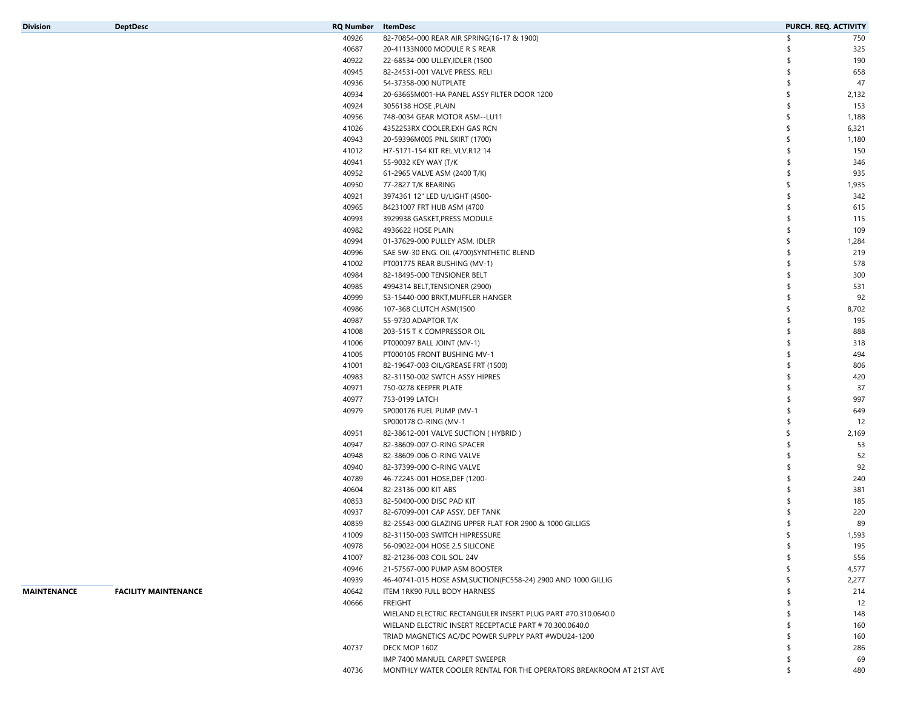| Division | DeptDesc | RQ Number | ItemDesc | PURCH. REQ. ACTIVITY |
|---|---|---|---|---|
| | | 40926 | 82-70854-000 REAR AIR SPRING(16-17 & 1900) | $ 750 |
| | | 40687 | 20-41133N000 MODULE R S REAR | $ 325 |
| | | 40922 | 22-68534-000 ULLEY,IDLER (1500 | $ 190 |
| | | 40945 | 82-24531-001 VALVE PRESS. RELI | $ 658 |
| | | 40936 | 54-37358-000 NUTPLATE | $ 47 |
| | | 40934 | 20-63665M001-HA PANEL ASSY FILTER DOOR 1200 | $ 2,132 |
| | | 40924 | 3056138 HOSE ,PLAIN | $ 153 |
| | | 40956 | 748-0034 GEAR MOTOR ASM--LU11 | $ 1,188 |
| | | 41026 | 4352253RX COOLER,EXH GAS RCN | $ 6,321 |
| | | 40943 | 20-59396M005 PNL SKIRT (1700) | $ 1,180 |
| | | 41012 | H7-5171-154 KIT REL.VLV.R12 14 | $ 150 |
| | | 40941 | 55-9032 KEY WAY (T/K | $ 346 |
| | | 40952 | 61-2965 VALVE ASM (2400 T/K) | $ 935 |
| | | 40950 | 77-2827 T/K BEARING | $ 1,935 |
| | | 40921 | 3974361 12" LED U/LIGHT (4500- | $ 342 |
| | | 40965 | 84231007 FRT HUB ASM (4700 | $ 615 |
| | | 40993 | 3929938 GASKET,PRESS MODULE | $ 115 |
| | | 40982 | 4936622 HOSE PLAIN | $ 109 |
| | | 40994 | 01-37629-000 PULLEY ASM. IDLER | $ 1,284 |
| | | 40996 | SAE 5W-30 ENG. OIL (4700)SYNTHETIC BLEND | $ 219 |
| | | 41002 | PT001775 REAR BUSHING (MV-1) | $ 578 |
| | | 40984 | 82-18495-000 TENSIONER BELT | $ 300 |
| | | 40985 | 4994314 BELT,TENSIONER (2900) | $ 531 |
| | | 40999 | 53-15440-000 BRKT,MUFFLER HANGER | $ 92 |
| | | 40986 | 107-368 CLUTCH ASM(1500 | $ 8,702 |
| | | 40987 | 55-9730 ADAPTOR T/K | $ 195 |
| | | 41008 | 203-515 T K COMPRESSOR OIL | $ 888 |
| | | 41006 | PT000097 BALL JOINT (MV-1) | $ 318 |
| | | 41005 | PT000105 FRONT BUSHING MV-1 | $ 494 |
| | | 41001 | 82-19647-003 OIL/GREASE FRT (1500) | $ 806 |
| | | 40983 | 82-31150-002 SWTCH ASSY HIPRES | $ 420 |
| | | 40971 | 750-0278 KEEPER PLATE | $ 37 |
| | | 40977 | 753-0199 LATCH | $ 997 |
| | | 40979 | SP000176 FUEL PUMP (MV-1 | $ 649 |
| | | | SP000178 O-RING (MV-1 | $ 12 |
| | | 40951 | 82-38612-001 VALVE SUCTION ( HYBRID ) | $ 2,169 |
| | | 40947 | 82-38609-007 O-RING SPACER | $ 53 |
| | | 40948 | 82-38609-006 O-RING VALVE | $ 52 |
| | | 40940 | 82-37399-000 O-RING VALVE | $ 92 |
| | | 40789 | 46-72245-001 HOSE,DEF (1200- | $ 240 |
| | | 40604 | 82-23136-000 KIT ABS | $ 381 |
| | | 40853 | 82-50400-000 DISC PAD KIT | $ 185 |
| | | 40937 | 82-67099-001 CAP ASSY, DEF TANK | $ 220 |
| | | 40859 | 82-25543-000 GLAZING UPPER FLAT FOR 2900 & 1000 GILLIGS | $ 89 |
| | | 41009 | 82-31150-003 SWITCH HIPRESSURE | $ 1,593 |
| | | 40978 | 56-09022-004 HOSE 2.5 SILICONE | $ 195 |
| | | 41007 | 82-21236-003 COIL SOL. 24V | $ 556 |
| | | 40946 | 21-57567-000 PUMP ASM BOOSTER | $ 4,577 |
| | | 40939 | 46-40741-015 HOSE ASM,SUCTION(FC558-24) 2900 AND 1000 GILLIG | $ 2,277 |
| **MAINTENANCE** | **FACILITY MAINTENANCE** | 40642 | ITEM 1RK90 FULL BODY HARNESS | $ 214 |
| | | 40666 | FREIGHT | $ 12 |
| | | | WIELAND ELECTRIC RECTANGULER INSERT PLUG PART #70.310.0640.0 | $ 148 |
| | | | WIELAND ELECTRIC INSERT RECEPTACLE PART # 70.300.0640.0 | $ 160 |
| | | | TRIAD MAGNETICS AC/DC POWER SUPPLY PART #WDU24-1200 | $ 160 |
| | | 40737 | DECK MOP 160Z | $ 286 |
| | | | IMP 7400 MANUEL CARPET SWEEPER | $ 69 |
| | | 40736 | MONTHLY WATER COOLER RENTAL FOR THE OPERATORS BREAKROOM AT 21ST AVE | $ 480 |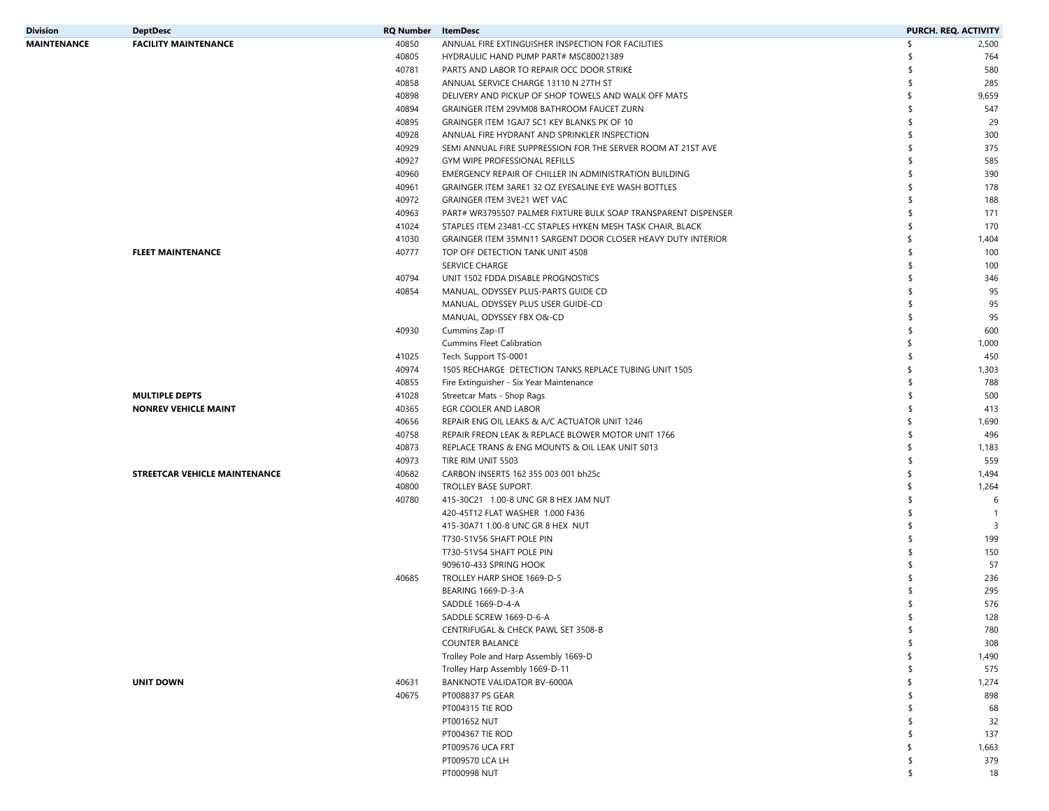| Division | DeptDesc | RQ Number | ItemDesc | PURCH. REQ. ACTIVITY |
|---|---|---|---|---|
| MAINTENANCE | FACILITY MAINTENANCE | 40850 | ANNUAL FIRE EXTINGUISHER INSPECTION FOR FACILITIES | $ 2,500 |
| | | 40805 | HYDRAULIC HAND PUMP PART# MSC80021389 | $ 764 |
| | | 40781 | PARTS AND LABOR TO REPAIR OCC DOOR STRIKE | $ 580 |
| | | 40858 | ANNUAL SERVICE CHARGE 13110 N 27TH ST | $ 285 |
| | | 40898 | DELIVERY AND PICKUP OF SHOP TOWELS AND WALK OFF MATS | $ 9,659 |
| | | 40894 | GRAINGER ITEM 29VM08 BATHROOM FAUCET ZURN | $ 547 |
| | | 40895 | GRAINGER ITEM 1GAJ7 SC1 KEY BLANKS PK OF 10 | $ 29 |
| | | 40928 | ANNUAL FIRE HYDRANT AND SPRINKLER INSPECTION | $ 300 |
| | | 40929 | SEMI ANNUAL FIRE SUPPRESSION FOR THE SERVER ROOM AT 21ST AVE | $ 375 |
| | | 40927 | GYM WIPE PROFESSIONAL REFILLS | $ 585 |
| | | 40960 | EMERGENCY REPAIR OF CHILLER IN ADMINISTRATION BUILDING | $ 390 |
| | | 40961 | GRAINGER ITEM 3ARE1 32 OZ EYESALINE EYE WASH BOTTLES | $ 178 |
| | | 40972 | GRAINGER ITEM 3VE21 WET VAC | $ 188 |
| | | 40963 | PART# WR3795507 PALMER FIXTURE BULK SOAP TRANSPARENT DISPENSER | $ 171 |
| | | 41024 | STAPLES ITEM 23481-CC STAPLES HYKEN MESH TASK CHAIR, BLACK | $ 170 |
| | | 41030 | GRAINGER ITEM 35MN11 SARGENT DOOR CLOSER HEAVY DUTY INTERIOR | $ 1,404 |
| | FLEET MAINTENANCE | 40777 | TOP OFF DETECTION TANK UNIT 4508 | $ 100 |
| | | | SERVICE CHARGE | $ 100 |
| | | 40794 | UNIT 1502 FDDA DISABLE PROGNOSTICS | $ 346 |
| | | 40854 | MANUAL, ODYSSEY PLUS-PARTS GUIDE CD | $ 95 |
| | | | MANUAL, ODYSSEY PLUS USER GUIDE-CD | $ 95 |
| | | | MANUAL, ODYSSEY FBX O&-CD | $ 95 |
| | | 40930 | Cummins Zap-IT | $ 600 |
| | | | Cummins Fleet Calibration | $ 1,000 |
| | | 41025 | Tech. Support TS-0001 | $ 450 |
| | | 40974 | 1505 RECHARGE DETECTION TANKS REPLACE TUBING UNIT 1505 | $ 1,303 |
| | | 40855 | Fire Extinguisher - Six Year Maintenance | $ 788 |
| | MULTIPLE DEPTS | 41028 | Streetcar Mats - Shop Rags | $ 500 |
| | NONREV VEHICLE MAINT | 40365 | EGR COOLER AND LABOR | $ 413 |
| | | 40656 | REPAIR ENG OIL LEAKS & A/C ACTUATOR UNIT 1246 | $ 1,690 |
| | | 40758 | REPAIR FREON LEAK & REPLACE BLOWER MOTOR UNIT 1766 | $ 496 |
| | | 40873 | REPLACE TRANS & ENG MOUNTS & OIL LEAK UNIT 5013 | $ 1,183 |
| | | 40973 | TIRE RIM UNIT 5503 | $ 559 |
| | STREETCAR VEHICLE MAINTENANCE | 40682 | CARBON INSERTS 162 355 003 001 bh25c | $ 1,494 |
| | | 40800 | TROLLEY BASE SUPORT. | $ 1,264 |
| | | 40780 | 415-30C21 1.00-8 UNC GR 8 HEX JAM NUT | $ 6 |
| | | | 420-45T12 FLAT WASHER 1.000 F436 | $ 1 |
| | | | 415-30A71 1.00-8 UNC GR 8 HEX NUT | $ 3 |
| | | | T730-51V56 SHAFT POLE PIN | $ 199 |
| | | | T730-51V54 SHAFT POLE PIN | $ 150 |
| | | | 909610-433 SPRING HOOK | $ 57 |
| | | 40685 | TROLLEY HARP SHOE 1669-D-5 | $ 236 |
| | | | BEARING 1669-D-3-A | $ 295 |
| | | | SADDLE 1669-D-4-A | $ 576 |
| | | | SADDLE SCREW 1669-D-6-A | $ 128 |
| | | | CENTRIFUGAL & CHECK PAWL SET 3508-B | $ 780 |
| | | | COUNTER BALANCE | $ 308 |
| | | | Trolley Pole and Harp Assembly 1669-D | $ 1,490 |
| | | | Trolley Harp Assembly 1669-D-11 | $ 575 |
| | UNIT DOWN | 40631 | BANKNOTE VALIDATOR BV-6000A | $ 1,274 |
| | | 40675 | PT008837 PS GEAR | $ 898 |
| | | | PT004315 TIE ROD | $ 68 |
| | | | PT001652 NUT | $ 32 |
| | | | PT004367 TIE ROD | $ 137 |
| | | | PT009576 UCA FRT | $ 1,663 |
| | | | PT009570 LCA LH | $ 379 |
| | | | PT000998 NUT | $ 18 |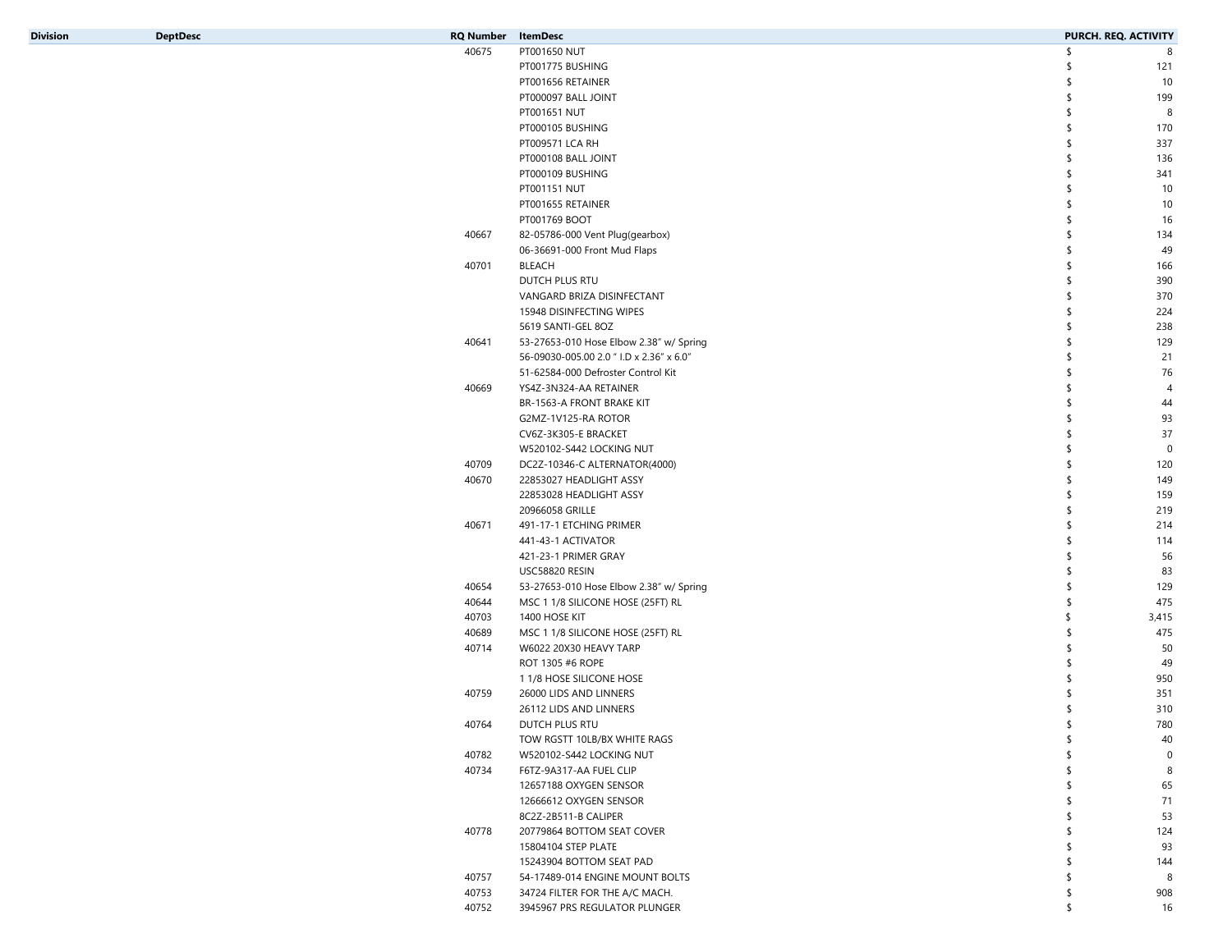| Division | DeptDesc | RQ Number | ItemDesc | PURCH. REQ. ACTIVITY |
|---|---|---|---|---|
| | | 40675 | PT001650 NUT | $ 8 |
| | | | PT001775 BUSHING | $ 121 |
| | | | PT001656 RETAINER | $ 10 |
| | | | PT000097 BALL JOINT | $ 199 |
| | | | PT001651 NUT | $ 8 |
| | | | PT000105 BUSHING | $ 170 |
| | | | PT009571 LCA RH | $ 337 |
| | | | PT000108 BALL JOINT | $ 136 |
| | | | PT000109 BUSHING | $ 341 |
| | | | PT001151 NUT | $ 10 |
| | | | PT001655 RETAINER | $ 10 |
| | | | PT001769 BOOT | $ 16 |
| | | 40667 | 82-05786-000 Vent Plug(gearbox) | $ 134 |
| | | | 06-36691-000 Front Mud Flaps | $ 49 |
| | | 40701 | BLEACH | $ 166 |
| | | | DUTCH PLUS RTU | $ 390 |
| | | | VANGARD BRIZA DISINFECTANT | $ 370 |
| | | | 15948 DISINFECTING WIPES | $ 224 |
| | | | 5619 SANTI-GEL 8OZ | $ 238 |
| | | 40641 | 53-27653-010 Hose Elbow 2.38" w/ Spring | $ 129 |
| | | | 56-09030-005.00 2.0 " I.D x 2.36" x 6.0" | $ 21 |
| | | | 51-62584-000 Defroster Control Kit | $ 76 |
| | | 40669 | YS4Z-3N324-AA RETAINER | $ 4 |
| | | | BR-1563-A FRONT BRAKE KIT | $ 44 |
| | | | G2MZ-1V125-RA ROTOR | $ 93 |
| | | | CV6Z-3K305-E BRACKET | $ 37 |
| | | | W520102-S442 LOCKING NUT | $ 0 |
| | | 40709 | DC2Z-10346-C ALTERNATOR(4000) | $ 120 |
| | | 40670 | 22853027 HEADLIGHT ASSY | $ 149 |
| | | | 22853028 HEADLIGHT ASSY | $ 159 |
| | | | 20966058 GRILLE | $ 219 |
| | | 40671 | 491-17-1 ETCHING PRIMER | $ 214 |
| | | | 441-43-1 ACTIVATOR | $ 114 |
| | | | 421-23-1 PRIMER GRAY | $ 56 |
| | | | USC58820 RESIN | $ 83 |
| | | 40654 | 53-27653-010 Hose Elbow 2.38" w/ Spring | $ 129 |
| | | 40644 | MSC 1 1/8 SILICONE HOSE (25FT) RL | $ 475 |
| | | 40703 | 1400 HOSE KIT | $ 3,415 |
| | | 40689 | MSC 1 1/8 SILICONE HOSE (25FT) RL | $ 475 |
| | | 40714 | W6022 20X30 HEAVY TARP | $ 50 |
| | | | ROT 1305 #6 ROPE | $ 49 |
| | | | 1 1/8 HOSE SILICONE HOSE | $ 950 |
| | | 40759 | 26000 LIDS AND LINNERS | $ 351 |
| | | | 26112 LIDS AND LINNERS | $ 310 |
| | | 40764 | DUTCH PLUS RTU | $ 780 |
| | | | TOW RGSTT 10LB/BX WHITE RAGS | $ 40 |
| | | 40782 | W520102-S442 LOCKING NUT | $ 0 |
| | | 40734 | F6TZ-9A317-AA FUEL CLIP | $ 8 |
| | | | 12657188 OXYGEN SENSOR | $ 65 |
| | | | 12666612 OXYGEN SENSOR | $ 71 |
| | | | 8C2Z-2B511-B CALIPER | $ 53 |
| | | 40778 | 20779864 BOTTOM SEAT COVER | $ 124 |
| | | | 15804104 STEP PLATE | $ 93 |
| | | | 15243904 BOTTOM SEAT PAD | $ 144 |
| | | 40757 | 54-17489-014 ENGINE MOUNT BOLTS | $ 8 |
| | | 40753 | 34724 FILTER FOR THE A/C MACH. | $ 908 |
| | | 40752 | 3945967 PRS REGULATOR PLUNGER | $ 16 |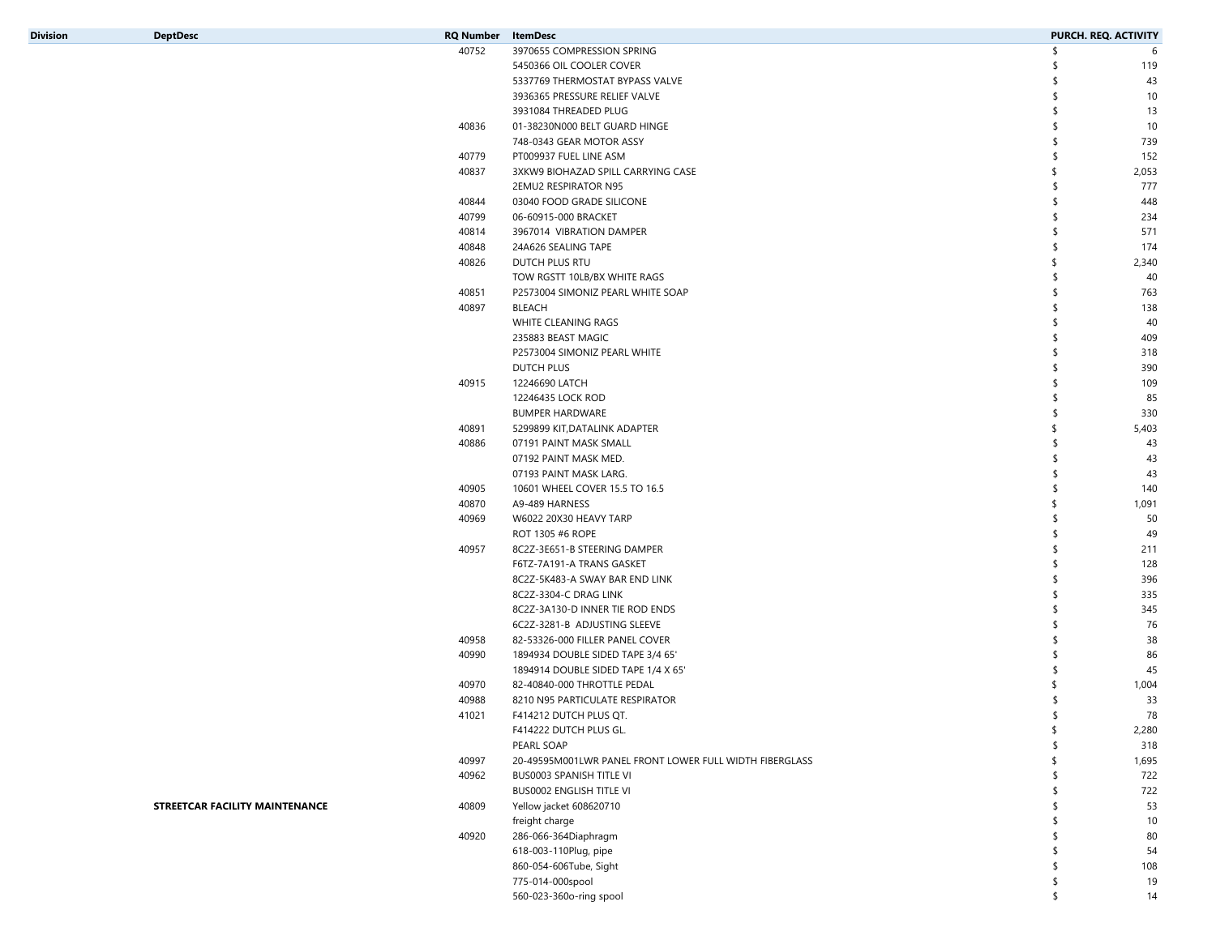| Division | DeptDesc | RQ Number | ItemDesc | PURCH. REQ. ACTIVITY |
|---|---|---|---|---|
| | | 40752 | 3970655 COMPRESSION SPRING | $ 6 |
| | | | 5450366 OIL COOLER COVER | $ 119 |
| | | | 5337769 THERMOSTAT BYPASS VALVE | $ 43 |
| | | | 3936365 PRESSURE RELIEF VALVE | $ 10 |
| | | | 3931084 THREADED PLUG | $ 13 |
| | | 40836 | 01-38230N000 BELT GUARD HINGE | $ 10 |
| | | | 748-0343 GEAR MOTOR ASSY | $ 739 |
| | | 40779 | PT009937 FUEL LINE ASM | $ 152 |
| | | 40837 | 3XKW9 BIOHAZAD SPILL CARRYING CASE | $ 2,053 |
| | | | 2EMU2 RESPIRATOR N95 | $ 777 |
| | | 40844 | 03040 FOOD GRADE SILICONE | $ 448 |
| | | 40799 | 06-60915-000 BRACKET | $ 234 |
| | | 40814 | 3967014 VIBRATION DAMPER | $ 571 |
| | | 40848 | 24A626 SEALING TAPE | $ 174 |
| | | 40826 | DUTCH PLUS RTU | $ 2,340 |
| | | | TOW RGSTT 10LB/BX WHITE RAGS | $ 40 |
| | | 40851 | P2573004 SIMONIZ PEARL WHITE SOAP | $ 763 |
| | | 40897 | BLEACH | $ 138 |
| | | | WHITE CLEANING RAGS | $ 40 |
| | | | 235883 BEAST MAGIC | $ 409 |
| | | | P2573004 SIMONIZ PEARL WHITE | $ 318 |
| | | | DUTCH PLUS | $ 390 |
| | | 40915 | 12246690 LATCH | $ 109 |
| | | | 12246435 LOCK ROD | $ 85 |
| | | | BUMPER HARDWARE | $ 330 |
| | | 40891 | 5299899 KIT,DATALINK ADAPTER | $ 5,403 |
| | | 40886 | 07191 PAINT MASK SMALL | $ 43 |
| | | | 07192 PAINT MASK MED. | $ 43 |
| | | | 07193 PAINT MASK LARG. | $ 43 |
| | | 40905 | 10601 WHEEL COVER 15.5 TO 16.5 | $ 140 |
| | | 40870 | A9-489 HARNESS | $ 1,091 |
| | | 40969 | W6022 20X30 HEAVY TARP | $ 50 |
| | | | ROT 1305 #6 ROPE | $ 49 |
| | | 40957 | 8C2Z-3E651-B STEERING DAMPER | $ 211 |
| | | | F6TZ-7A191-A TRANS GASKET | $ 128 |
| | | | 8C2Z-5K483-A SWAY BAR END LINK | $ 396 |
| | | | 8C2Z-3304-C DRAG LINK | $ 335 |
| | | | 8C2Z-3A130-D INNER TIE ROD ENDS | $ 345 |
| | | | 6C2Z-3281-B ADJUSTING SLEEVE | $ 76 |
| | | 40958 | 82-53326-000 FILLER PANEL COVER | $ 38 |
| | | 40990 | 1894934 DOUBLE SIDED TAPE 3/4 65' | $ 86 |
| | | | 1894914 DOUBLE SIDED TAPE 1/4 X 65' | $ 45 |
| | | 40970 | 82-40840-000 THROTTLE PEDAL | $ 1,004 |
| | | 40988 | 8210 N95 PARTICULATE RESPIRATOR | $ 33 |
| | | 41021 | F414212 DUTCH PLUS QT. | $ 78 |
| | | | F414222 DUTCH PLUS GL. | $ 2,280 |
| | | | PEARL SOAP | $ 318 |
| | | 40997 | 20-49595M001LWR PANEL FRONT LOWER FULL WIDTH FIBERGLASS | $ 1,695 |
| | | 40962 | BUS0003 SPANISH TITLE VI | $ 722 |
| | | | BUS0002 ENGLISH TITLE VI | $ 722 |
| | **STREETCAR FACILITY MAINTENANCE** | 40809 | Yellow jacket 608620710 | $ 53 |
| | | | freight charge | $ 10 |
| | | 40920 | 286-066-364Diaphragm | $ 80 |
| | | | 618-003-110Plug, pipe | $ 54 |
| | | | 860-054-606Tube, Sight | $ 108 |
| | | | 775-014-000spool | $ 19 |
| | | | 560-023-360o-ring spool | $ 14 |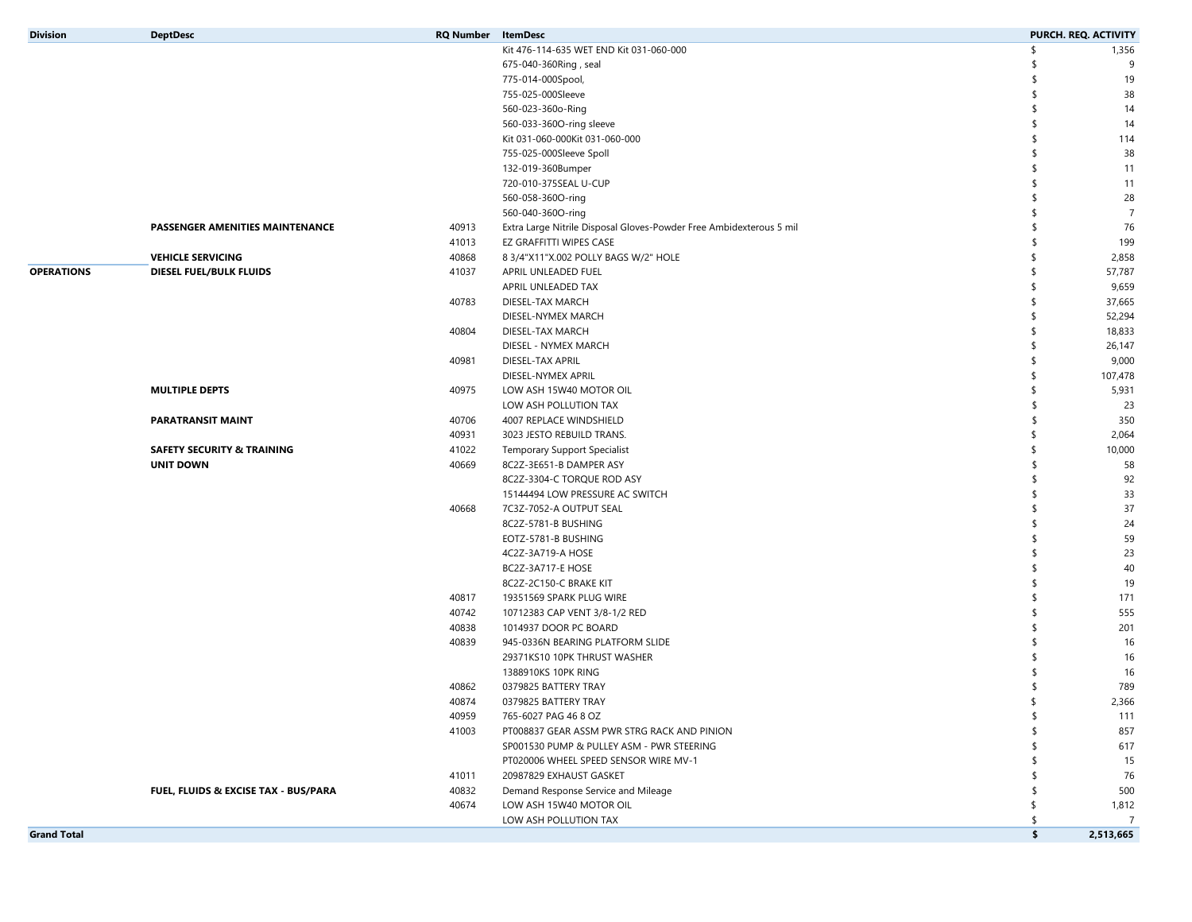| Division | DeptDesc | RQ Number | ItemDesc | PURCH. REQ. ACTIVITY |
|---|---|---|---|---|
| | | | Kit 476-114-635 WET END Kit 031-060-000 | $ 1,356 |
| | | | 675-040-360Ring , seal | $ 9 |
| | | | 775-014-000Spool, | $ 19 |
| | | | 755-025-000Sleeve | $ 38 |
| | | | 560-023-360o-Ring | $ 14 |
| | | | 560-033-360O-ring sleeve | $ 14 |
| | | | Kit 031-060-000Kit 031-060-000 | $ 114 |
| | | | 755-025-000Sleeve Spoll | $ 38 |
| | | | 132-019-360Bumper | $ 11 |
| | | | 720-010-375SEAL U-CUP | $ 11 |
| | | | 560-058-360O-ring | $ 28 |
| | | | 560-040-360O-ring | $ 7 |
| | **PASSENGER AMENITIES MAINTENANCE** | 40913 | Extra Large Nitrile Disposal Gloves-Powder Free Ambidexterous 5 mil | $ 76 |
| | | 41013 | EZ GRAFFITTI WIPES CASE | $ 199 |
| | **VEHICLE SERVICING** | 40868 | 8 3/4"X11"X.002 POLLY BAGS W/2" HOLE | $ 2,858 |
| **OPERATIONS** | **DIESEL FUEL/BULK FLUIDS** | 41037 | APRIL UNLEADED FUEL | $ 57,787 |
| | | | APRIL UNLEADED TAX | $ 9,659 |
| | | 40783 | DIESEL-TAX MARCH | $ 37,665 |
| | | | DIESEL-NYMEX MARCH | $ 52,294 |
| | | 40804 | DIESEL-TAX MARCH | $ 18,833 |
| | | | DIESEL - NYMEX MARCH | $ 26,147 |
| | | 40981 | DIESEL-TAX APRIL | $ 9,000 |
| | | | DIESEL-NYMEX APRIL | $ 107,478 |
| | **MULTIPLE DEPTS** | 40975 | LOW ASH 15W40 MOTOR OIL | $ 5,931 |
| | | | LOW ASH POLLUTION TAX | $ 23 |
| | **PARATRANSIT MAINT** | 40706 | 4007 REPLACE WINDSHIELD | $ 350 |
| | | 40931 | 3023 JESTO REBUILD TRANS. | $ 2,064 |
| | **SAFETY SECURITY & TRAINING** | 41022 | Temporary Support Specialist | $ 10,000 |
| | **UNIT DOWN** | 40669 | 8C2Z-3E651-B DAMPER ASY | $ 58 |
| | | | 8C2Z-3304-C TORQUE ROD ASY | $ 92 |
| | | | 15144494 LOW PRESSURE AC SWITCH | $ 33 |
| | | 40668 | 7C3Z-7052-A OUTPUT SEAL | $ 37 |
| | | | 8C2Z-5781-B BUSHING | $ 24 |
| | | | EOTZ-5781-B BUSHING | $ 59 |
| | | | 4C2Z-3A719-A HOSE | $ 23 |
| | | | BC2Z-3A717-E HOSE | $ 40 |
| | | | 8C2Z-2C150-C BRAKE KIT | $ 19 |
| | | 40817 | 19351569 SPARK PLUG WIRE | $ 171 |
| | | 40742 | 10712383 CAP VENT 3/8-1/2 RED | $ 555 |
| | | 40838 | 1014937 DOOR PC BOARD | $ 201 |
| | | 40839 | 945-0336N BEARING PLATFORM SLIDE | $ 16 |
| | | | 29371KS10 10PK THRUST WASHER | $ 16 |
| | | | 1388910KS 10PK RING | $ 16 |
| | | 40862 | 0379825 BATTERY TRAY | $ 789 |
| | | 40874 | 0379825 BATTERY TRAY | $ 2,366 |
| | | 40959 | 765-6027 PAG 46 8 OZ | $ 111 |
| | | 41003 | PT008837 GEAR ASSM PWR STRG RACK AND PINION | $ 857 |
| | | | SP001530 PUMP & PULLEY ASM - PWR STEERING | $ 617 |
| | | | PT020006 WHEEL SPEED SENSOR WIRE MV-1 | $ 15 |
| | | 41011 | 20987829 EXHAUST GASKET | $ 76 |
| | **FUEL, FLUIDS & EXCISE TAX - BUS/PARA** | 40832 | Demand Response Service and Mileage | $ 500 |
| | | 40674 | LOW ASH 15W40 MOTOR OIL | $ 1,812 |
| | | | LOW ASH POLLUTION TAX | $ 7 |
| **Grand Total** | | | | **$ 2,513,665** |